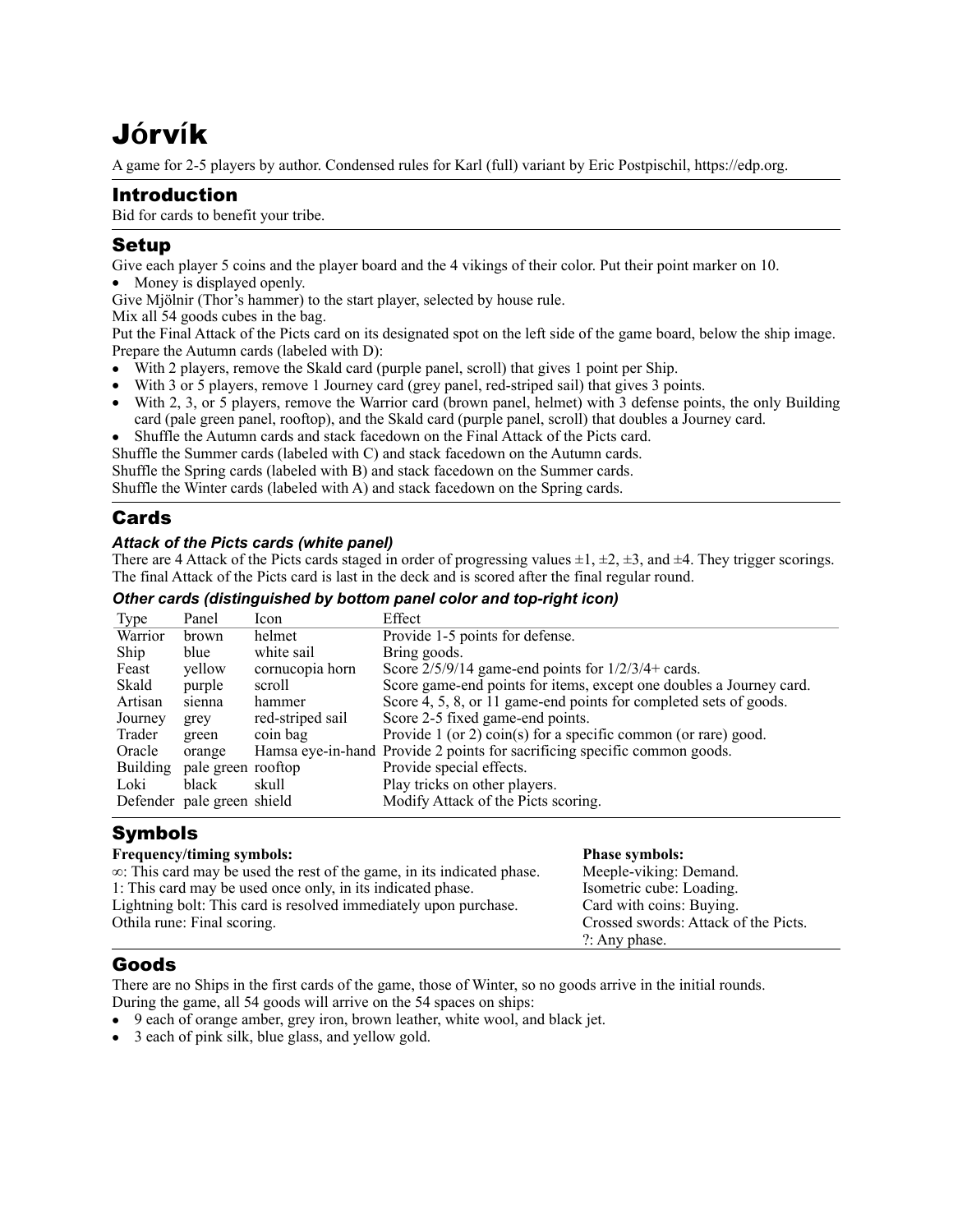# Jórvík

A game for 2-5 players by author. Condensed rules for Karl (full) variant by Eric Postpischil, https://edp.org.

## Introduction

Bid for cards to benefit your tribe.

## Setup

Give each player 5 coins and the player board and the 4 vikings of their color. Put their point marker on 10.

- Money is displayed openly.

Give Mjölnir (Thor's hammer) to the start player, selected by house rule.

Mix all 54 goods cubes in the bag.

Put the Final Attack of the Picts card on its designated spot on the left side of the game board, below the ship image.

Prepare the Autumn cards (labeled with D):

- With 2 players, remove the Skald card (purple panel, scroll) that gives 1 point per Ship.
- With 3 or 5 players, remove 1 Journey card (grey panel, red-striped sail) that gives 3 points.
- With 2, 3, or 5 players, remove the Warrior card (brown panel, helmet) with 3 defense points, the only Building card (pale green panel, rooftop), and the Skald card (purple panel, scroll) that doubles a Journey card.
- Shuffle the Autumn cards and stack facedown on the Final Attack of the Picts card.

Shuffle the Summer cards (labeled with C) and stack facedown on the Autumn cards.

Shuffle the Spring cards (labeled with B) and stack facedown on the Summer cards.

Shuffle the Winter cards (labeled with A) and stack facedown on the Spring cards.

## Cards

### *Attack of the Picts cards (white panel)*

There are 4 Attack of the Picts cards staged in order of progressing values ±1, ±2, ±3, and ±4. They trigger scorings. The final Attack of the Picts card is last in the deck and is scored after the final regular round.

### *Other cards (distinguished by bottom panel color and top-right icon)*

| Type | Panel | Icon | Effect |
|---|---|---|---|
| Warrior | brown | helmet | Provide 1-5 points for defense. |
| Ship | blue | white sail | Bring goods. |
| Feast | yellow | cornucopia horn | Score 2/5/9/14 game-end points for 1/2/3/4+ cards. |
| Skald | purple | scroll | Score game-end points for items, except one doubles a Journey card. |
| Artisan | sienna | hammer | Score 4, 5, 8, or 11 game-end points for completed sets of goods. |
| Journey | grey | red-striped sail | Score 2-5 fixed game-end points. |
| Trader | green | coin bag | Provide 1 (or 2) coin(s) for a specific common (or rare) good. |
| Oracle | orange | Hamsa eye-in-hand | Provide 2 points for sacrificing specific common goods. |
| Building | pale green | rooftop | Provide special effects. |
| Loki | black | skull | Play tricks on other players. |
| Defender | pale green | shield | Modify Attack of the Picts scoring. |

## Symbols

**Frequency/timing symbols:**

∞: This card may be used the rest of the game, in its indicated phase.
1: This card may be used once only, in its indicated phase.
Lightning bolt: This card is resolved immediately upon purchase.
Othila rune: Final scoring.

**Phase symbols:**

Meeple-viking: Demand.
Isometric cube: Loading.
Card with coins: Buying.
Crossed swords: Attack of the Picts.
?: Any phase.

## Goods

There are no Ships in the first cards of the game, those of Winter, so no goods arrive in the initial rounds.

During the game, all 54 goods will arrive on the 54 spaces on ships:

- 9 each of orange amber, grey iron, brown leather, white wool, and black jet.
- 3 each of pink silk, blue glass, and yellow gold.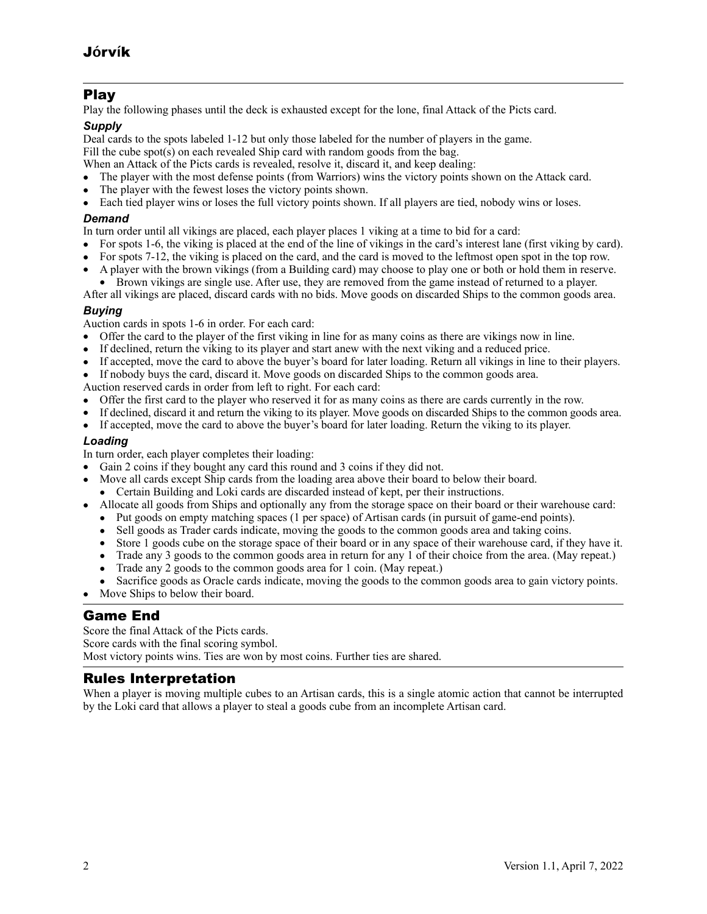## Play

Play the following phases until the deck is exhausted except for the lone, final Attack of the Picts card.

### *Supply*

Deal cards to the spots labeled 1-12 but only those labeled for the number of players in the game.
Fill the cube spot(s) on each revealed Ship card with random goods from the bag.
When an Attack of the Picts cards is revealed, resolve it, discard it, and keep dealing:

- The player with the most defense points (from Warriors) wins the victory points shown on the Attack card.
- The player with the fewest loses the victory points shown.
- Each tied player wins or loses the full victory points shown. If all players are tied, nobody wins or loses.

### *Demand*

In turn order until all vikings are placed, each player places 1 viking at a time to bid for a card:

- For spots 1-6, the viking is placed at the end of the line of vikings in the card's interest lane (first viking by card).
- For spots 7-12, the viking is placed on the card, and the card is moved to the leftmost open spot in the top row.
- A player with the brown vikings (from a Building card) may choose to play one or both or hold them in reserve.
  - Brown vikings are single use. After use, they are removed from the game instead of returned to a player.

After all vikings are placed, discard cards with no bids. Move goods on discarded Ships to the common goods area.

### *Buying*

Auction cards in spots 1-6 in order. For each card:

- Offer the card to the player of the first viking in line for as many coins as there are vikings now in line.
- If declined, return the viking to its player and start anew with the next viking and a reduced price.
- If accepted, move the card to above the buyer's board for later loading. Return all vikings in line to their players.
- If nobody buys the card, discard it. Move goods on discarded Ships to the common goods area.

Auction reserved cards in order from left to right. For each card:

- Offer the first card to the player who reserved it for as many coins as there are cards currently in the row.
- If declined, discard it and return the viking to its player. Move goods on discarded Ships to the common goods area.
- If accepted, move the card to above the buyer's board for later loading. Return the viking to its player.

### *Loading*

In turn order, each player completes their loading:

- Gain 2 coins if they bought any card this round and 3 coins if they did not.
- Move all cards except Ship cards from the loading area above their board to below their board.
  - Certain Building and Loki cards are discarded instead of kept, per their instructions.
- Allocate all goods from Ships and optionally any from the storage space on their board or their warehouse card:
  - Put goods on empty matching spaces (1 per space) of Artisan cards (in pursuit of game-end points).
  - Sell goods as Trader cards indicate, moving the goods to the common goods area and taking coins.
  - Store 1 goods cube on the storage space of their board or in any space of their warehouse card, if they have it.
  - Trade any 3 goods to the common goods area in return for any 1 of their choice from the area. (May repeat.)
  - Trade any 2 goods to the common goods area for 1 coin. (May repeat.)
  - Sacrifice goods as Oracle cards indicate, moving the goods to the common goods area to gain victory points.
- Move Ships to below their board.

## Game End

Score the final Attack of the Picts cards.
Score cards with the final scoring symbol.
Most victory points wins. Ties are won by most coins. Further ties are shared.

## Rules Interpretation

When a player is moving multiple cubes to an Artisan cards, this is a single atomic action that cannot be interrupted by the Loki card that allows a player to steal a goods cube from an incomplete Artisan card.